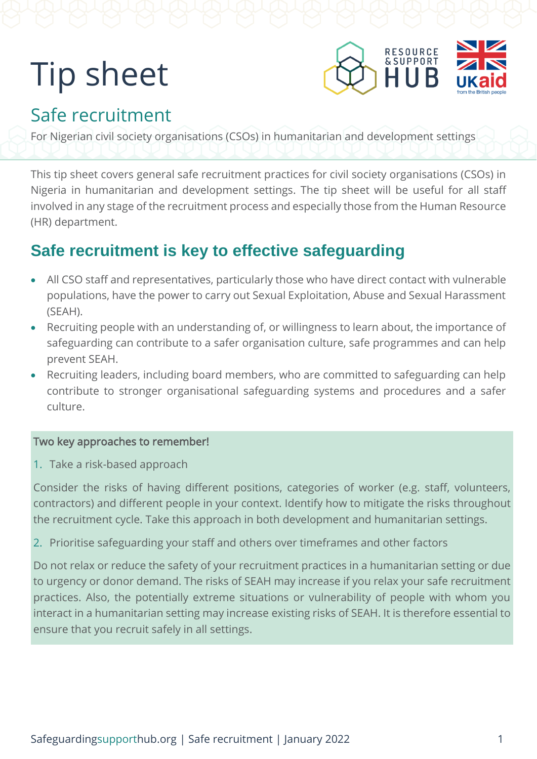# Tip sheet

## Safe recruitment

For Nigerian civil society organisations (CSOs) in humanitarian and development settings

This tip sheet covers general safe recruitment practices for civil society organisations (CSOs) in Nigeria in humanitarian and development settings. The tip sheet will be useful for all staff involved in any stage of the recruitment process and especially those from the Human Resource (HR) department.

## Safe recruitment is key to effective safeguarding

- All CSO staff and representatives, particularly those who have direct contact with vulnerable populations, have the power to carry out Sexual Exploitation, Abuse and Sexual Harassment (SEAH).
- Recruiting people with an understanding of, or willingness to learn about, the importance of safeguarding can contribute to a safer organisation culture, safe programmes and can help prevent SEAH.
- Recruiting leaders, including board members, who are committed to safeguarding can help contribute to stronger organisational safeguarding systems and procedures and a safer culture.

**Two key approaches to remember!**

1. Take a risk-based approach

Consider the risks of having different positions, categories of worker (e.g. staff, volunteers, contractors) and different people in your context. Identify how to mitigate the risks throughout the recruitment cycle. Take this approach in both development and humanitarian settings.

2. Prioritise safeguarding your staff and others over timeframes and other factors

Do not relax or reduce the safety of your recruitment practices in a humanitarian setting or due to urgency or donor demand. The risks of SEAH may increase if you relax your safe recruitment practices. Also, the potentially extreme situations or vulnerability of people with whom you interact in a humanitarian setting may increase existing risks of SEAH. It is therefore essential to ensure that you recruit safely in all settings.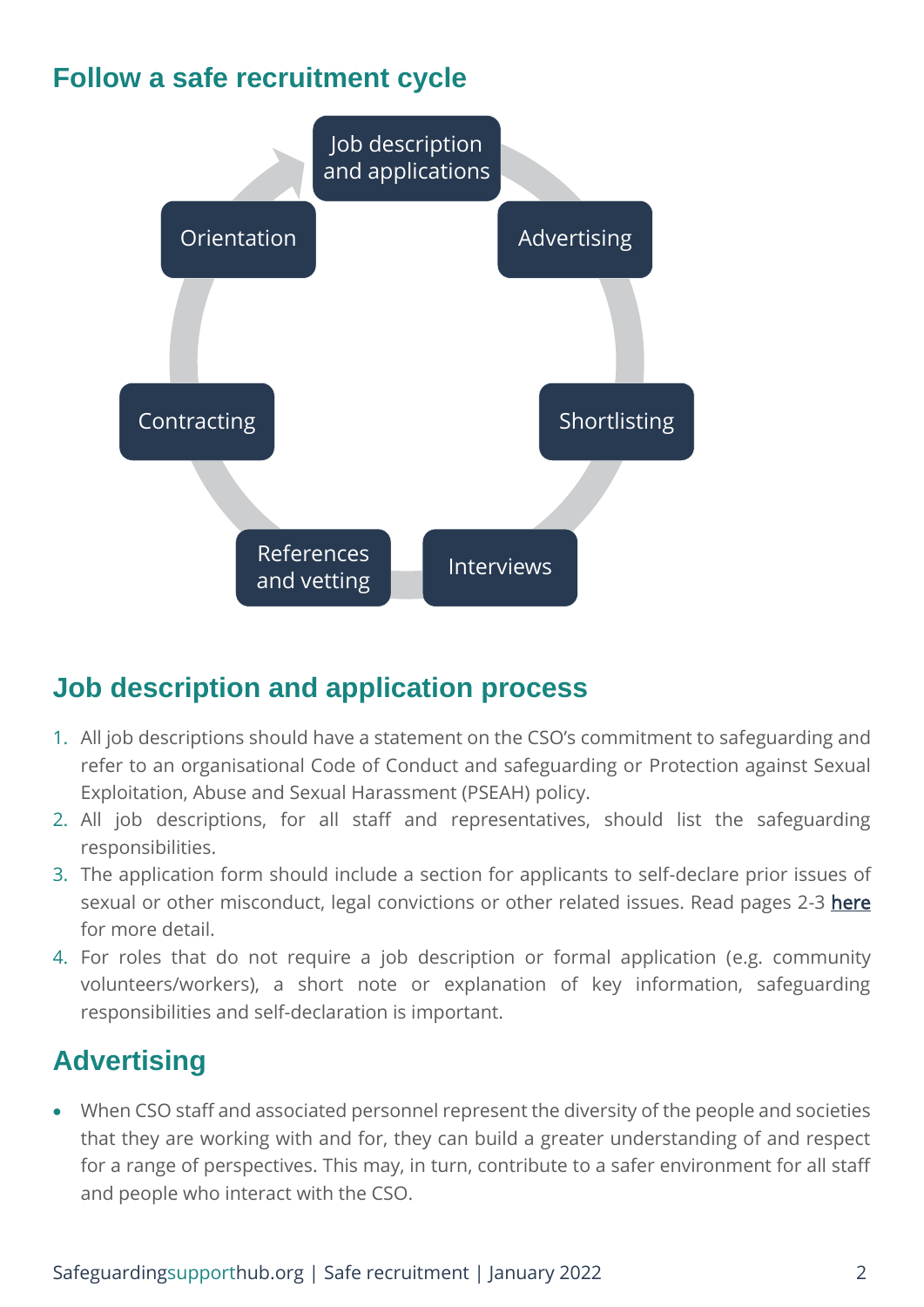## Follow a safe recruitment cycle

Job description and applications

Advertising

Shortlisting

Interviews

References and vetting

Contracting

Orientation

## Job description and application process

1. All job descriptions should have a statement on the CSO's commitment to safeguarding and refer to an organisational Code of Conduct and safeguarding or Protection against Sexual Exploitation, Abuse and Sexual Harassment (PSEAH) policy.
2. All job descriptions, for all staff and representatives, should list the safeguarding responsibilities.
3. The application form should include a section for applicants to self-declare prior issues of sexual or other misconduct, legal convictions or other related issues. Read pages 2-3 here for more detail.
4. For roles that do not require a job description or formal application (e.g. community volunteers/workers), a short note or explanation of key information, safeguarding responsibilities and self-declaration is important.

## Advertising

- When CSO staff and associated personnel represent the diversity of the people and societies that they are working with and for, they can build a greater understanding of and respect for a range of perspectives. This may, in turn, contribute to a safer environment for all staff and people who interact with the CSO.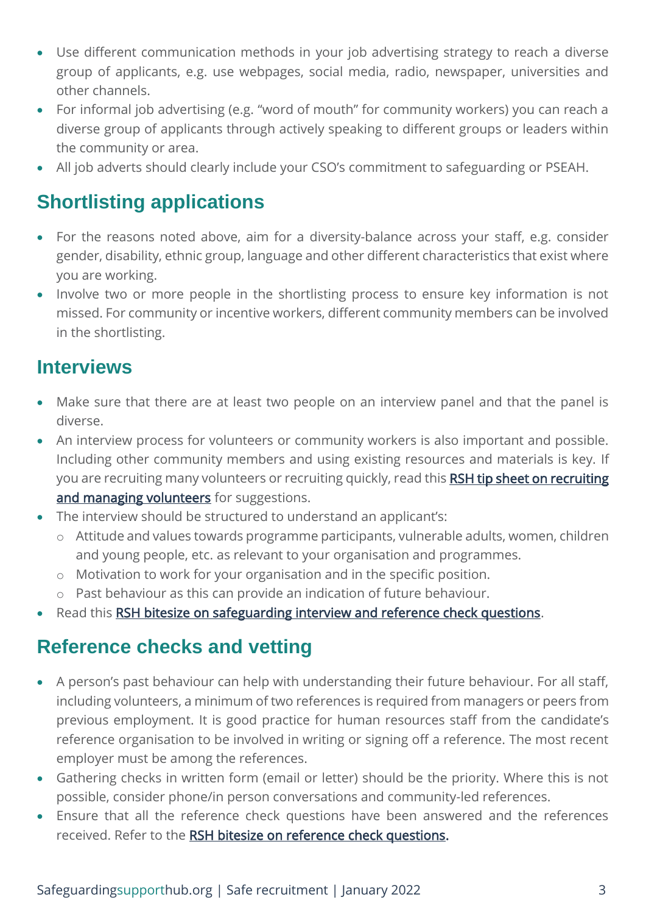- Use different communication methods in your job advertising strategy to reach a diverse group of applicants, e.g. use webpages, social media, radio, newspaper, universities and other channels.
- For informal job advertising (e.g. "word of mouth" for community workers) you can reach a diverse group of applicants through actively speaking to different groups or leaders within the community or area.
- All job adverts should clearly include your CSO's commitment to safeguarding or PSEAH.

## Shortlisting applications

- For the reasons noted above, aim for a diversity-balance across your staff, e.g. consider gender, disability, ethnic group, language and other different characteristics that exist where you are working.
- Involve two or more people in the shortlisting process to ensure key information is not missed. For community or incentive workers, different community members can be involved in the shortlisting.

## Interviews

- Make sure that there are at least two people on an interview panel and that the panel is diverse.
- An interview process for volunteers or community workers is also important and possible. Including other community members and using existing resources and materials is key. If you are recruiting many volunteers or recruiting quickly, read this **RSH tip sheet on recruiting and managing volunteers** for suggestions.
- The interview should be structured to understand an applicant's:
  - Attitude and values towards programme participants, vulnerable adults, women, children and young people, etc. as relevant to your organisation and programmes.
  - Motivation to work for your organisation and in the specific position.
  - Past behaviour as this can provide an indication of future behaviour.
- Read this **RSH bitesize on safeguarding interview and reference check questions**.

## Reference checks and vetting

- A person's past behaviour can help with understanding their future behaviour. For all staff, including volunteers, a minimum of two references is required from managers or peers from previous employment. It is good practice for human resources staff from the candidate's reference organisation to be involved in writing or signing off a reference. The most recent employer must be among the references.
- Gathering checks in written form (email or letter) should be the priority. Where this is not possible, consider phone/in person conversations and community-led references.
- Ensure that all the reference check questions have been answered and the references received. Refer to the **RSH bitesize on reference check questions.**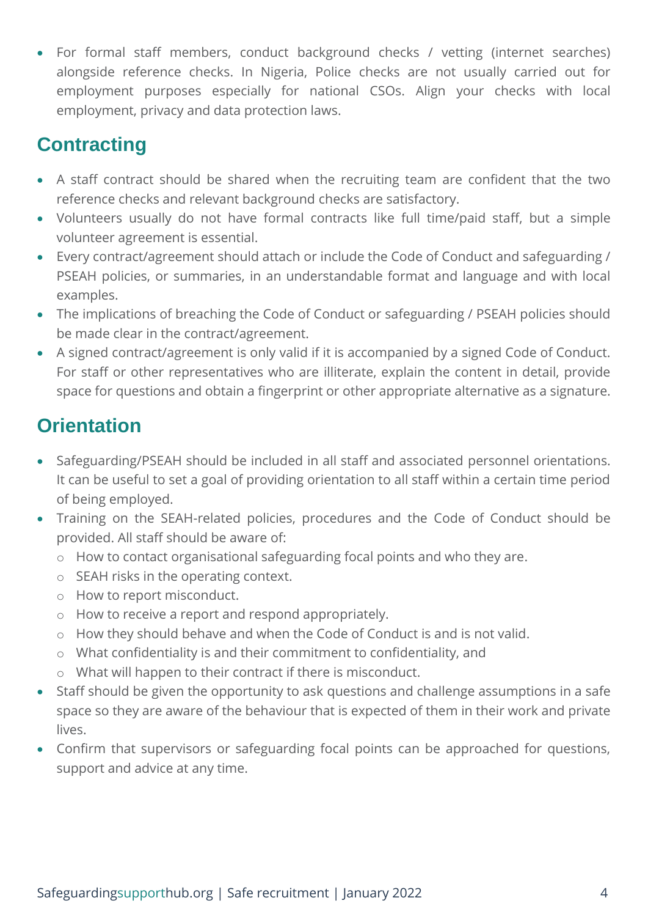- For formal staff members, conduct background checks / vetting (internet searches) alongside reference checks. In Nigeria, Police checks are not usually carried out for employment purposes especially for national CSOs. Align your checks with local employment, privacy and data protection laws.

## Contracting

- A staff contract should be shared when the recruiting team are confident that the two reference checks and relevant background checks are satisfactory.
- Volunteers usually do not have formal contracts like full time/paid staff, but a simple volunteer agreement is essential.
- Every contract/agreement should attach or include the Code of Conduct and safeguarding / PSEAH policies, or summaries, in an understandable format and language and with local examples.
- The implications of breaching the Code of Conduct or safeguarding / PSEAH policies should be made clear in the contract/agreement.
- A signed contract/agreement is only valid if it is accompanied by a signed Code of Conduct. For staff or other representatives who are illiterate, explain the content in detail, provide space for questions and obtain a fingerprint or other appropriate alternative as a signature.

## Orientation

- Safeguarding/PSEAH should be included in all staff and associated personnel orientations. It can be useful to set a goal of providing orientation to all staff within a certain time period of being employed.
- Training on the SEAH-related policies, procedures and the Code of Conduct should be provided. All staff should be aware of:
  - How to contact organisational safeguarding focal points and who they are.
  - SEAH risks in the operating context.
  - How to report misconduct.
  - How to receive a report and respond appropriately.
  - How they should behave and when the Code of Conduct is and is not valid.
  - What confidentiality is and their commitment to confidentiality, and
  - What will happen to their contract if there is misconduct.
- Staff should be given the opportunity to ask questions and challenge assumptions in a safe space so they are aware of the behaviour that is expected of them in their work and private lives.
- Confirm that supervisors or safeguarding focal points can be approached for questions, support and advice at any time.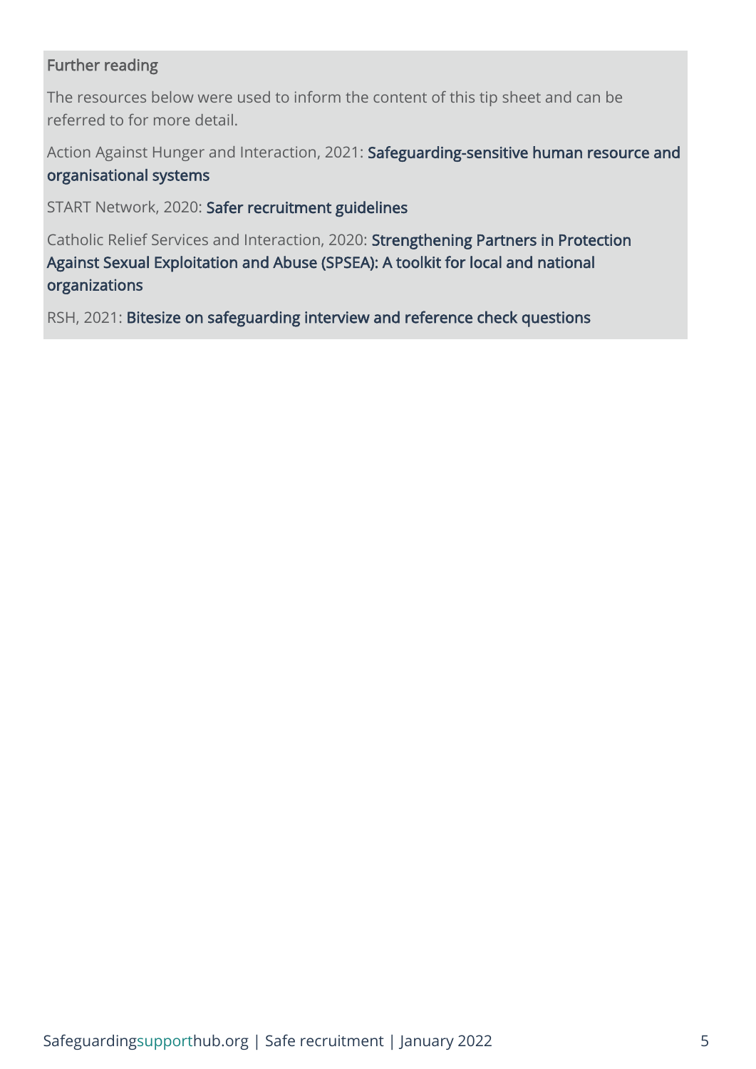### Further reading

The resources below were used to inform the content of this tip sheet and can be referred to for more detail.

Action Against Hunger and Interaction, 2021: **Safeguarding-sensitive human resource and organisational systems**

START Network, 2020: **Safer recruitment guidelines**

Catholic Relief Services and Interaction, 2020: **Strengthening Partners in Protection Against Sexual Exploitation and Abuse (SPSEA): A toolkit for local and national organizations**

RSH, 2021: **Bitesize on safeguarding interview and reference check questions**